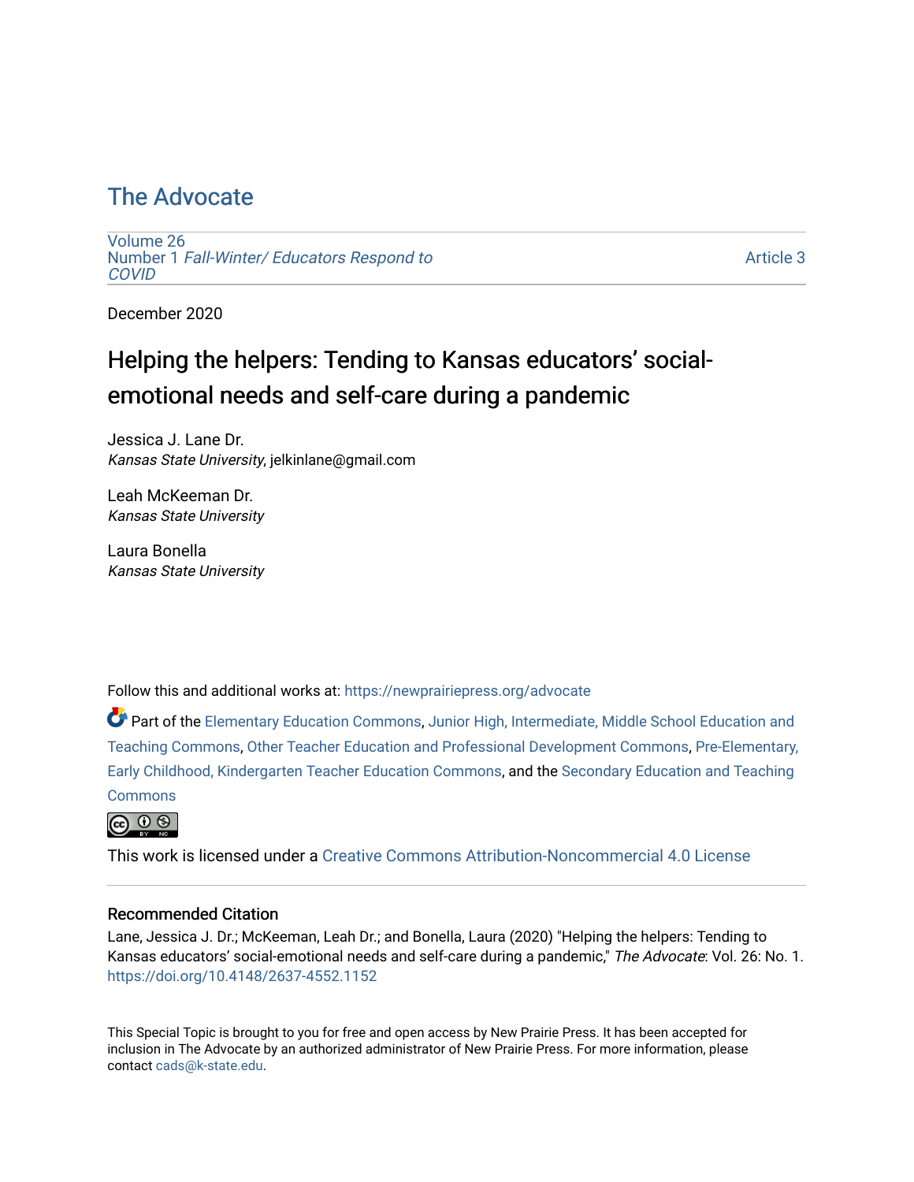# The Advocate

Volume 26
Number 1 *Fall-Winter/ Educators Respond to COVID*

Article 3

December 2020

## Helping the helpers: Tending to Kansas educators' social-emotional needs and self-care during a pandemic

Jessica J. Lane Dr.
*Kansas State University*, jelkinlane@gmail.com

Leah McKeeman Dr.
*Kansas State University*

Laura Bonella
*Kansas State University*

Follow this and additional works at: https://newprairiepress.org/advocate

Part of the Elementary Education Commons, Junior High, Intermediate, Middle School Education and Teaching Commons, Other Teacher Education and Professional Development Commons, Pre-Elementary, Early Childhood, Kindergarten Teacher Education Commons, and the Secondary Education and Teaching Commons

This work is licensed under a Creative Commons Attribution-Noncommercial 4.0 License

### Recommended Citation

Lane, Jessica J. Dr.; McKeeman, Leah Dr.; and Bonella, Laura (2020) "Helping the helpers: Tending to Kansas educators' social-emotional needs and self-care during a pandemic," *The Advocate*: Vol. 26: No. 1. https://doi.org/10.4148/2637-4552.1152

This Special Topic is brought to you for free and open access by New Prairie Press. It has been accepted for inclusion in The Advocate by an authorized administrator of New Prairie Press. For more information, please contact cads@k-state.edu.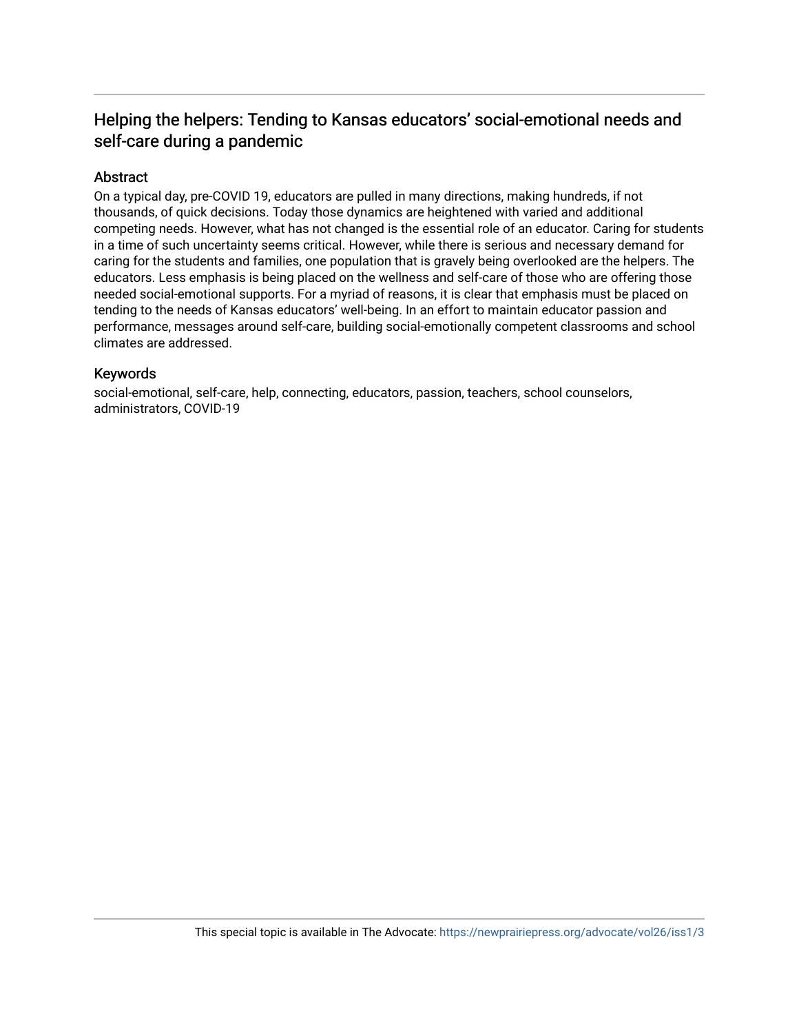## Helping the helpers: Tending to Kansas educators' social-emotional needs and self-care during a pandemic

### Abstract

On a typical day, pre-COVID 19, educators are pulled in many directions, making hundreds, if not thousands, of quick decisions. Today those dynamics are heightened with varied and additional competing needs. However, what has not changed is the essential role of an educator. Caring for students in a time of such uncertainty seems critical. However, while there is serious and necessary demand for caring for the students and families, one population that is gravely being overlooked are the helpers. The educators. Less emphasis is being placed on the wellness and self-care of those who are offering those needed social-emotional supports. For a myriad of reasons, it is clear that emphasis must be placed on tending to the needs of Kansas educators' well-being. In an effort to maintain educator passion and performance, messages around self-care, building social-emotionally competent classrooms and school climates are addressed.

### Keywords

social-emotional, self-care, help, connecting, educators, passion, teachers, school counselors, administrators, COVID-19

This special topic is available in The Advocate: https://newprairiepress.org/advocate/vol26/iss1/3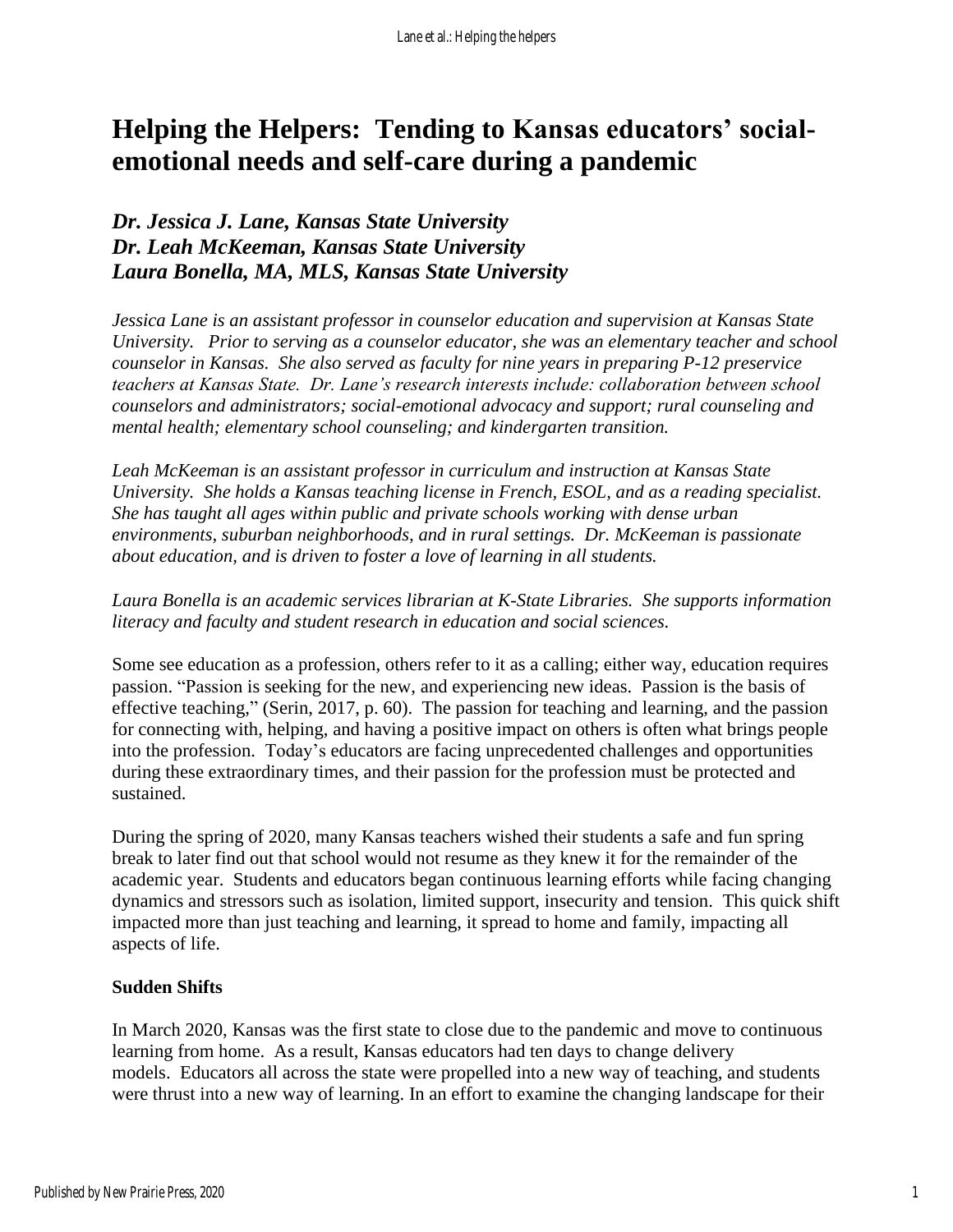# Helping the Helpers: Tending to Kansas educators' social-emotional needs and self-care during a pandemic

***Dr. Jessica J. Lane, Kansas State University***
***Dr. Leah McKeeman, Kansas State University***
***Laura Bonella, MA, MLS, Kansas State University***

*Jessica Lane is an assistant professor in counselor education and supervision at Kansas State University. Prior to serving as a counselor educator, she was an elementary teacher and school counselor in Kansas. She also served as faculty for nine years in preparing P-12 preservice teachers at Kansas State. Dr. Lane's research interests include: collaboration between school counselors and administrators; social-emotional advocacy and support; rural counseling and mental health; elementary school counseling; and kindergarten transition.*

*Leah McKeeman is an assistant professor in curriculum and instruction at Kansas State University. She holds a Kansas teaching license in French, ESOL, and as a reading specialist. She has taught all ages within public and private schools working with dense urban environments, suburban neighborhoods, and in rural settings. Dr. McKeeman is passionate about education, and is driven to foster a love of learning in all students.*

*Laura Bonella is an academic services librarian at K-State Libraries. She supports information literacy and faculty and student research in education and social sciences.*

Some see education as a profession, others refer to it as a calling; either way, education requires passion. "Passion is seeking for the new, and experiencing new ideas. Passion is the basis of effective teaching," (Serin, 2017, p. 60). The passion for teaching and learning, and the passion for connecting with, helping, and having a positive impact on others is often what brings people into the profession. Today's educators are facing unprecedented challenges and opportunities during these extraordinary times, and their passion for the profession must be protected and sustained.

During the spring of 2020, many Kansas teachers wished their students a safe and fun spring break to later find out that school would not resume as they knew it for the remainder of the academic year. Students and educators began continuous learning efforts while facing changing dynamics and stressors such as isolation, limited support, insecurity and tension. This quick shift impacted more than just teaching and learning, it spread to home and family, impacting all aspects of life.

**Sudden Shifts**

In March 2020, Kansas was the first state to close due to the pandemic and move to continuous learning from home. As a result, Kansas educators had ten days to change delivery models. Educators all across the state were propelled into a new way of teaching, and students were thrust into a new way of learning. In an effort to examine the changing landscape for their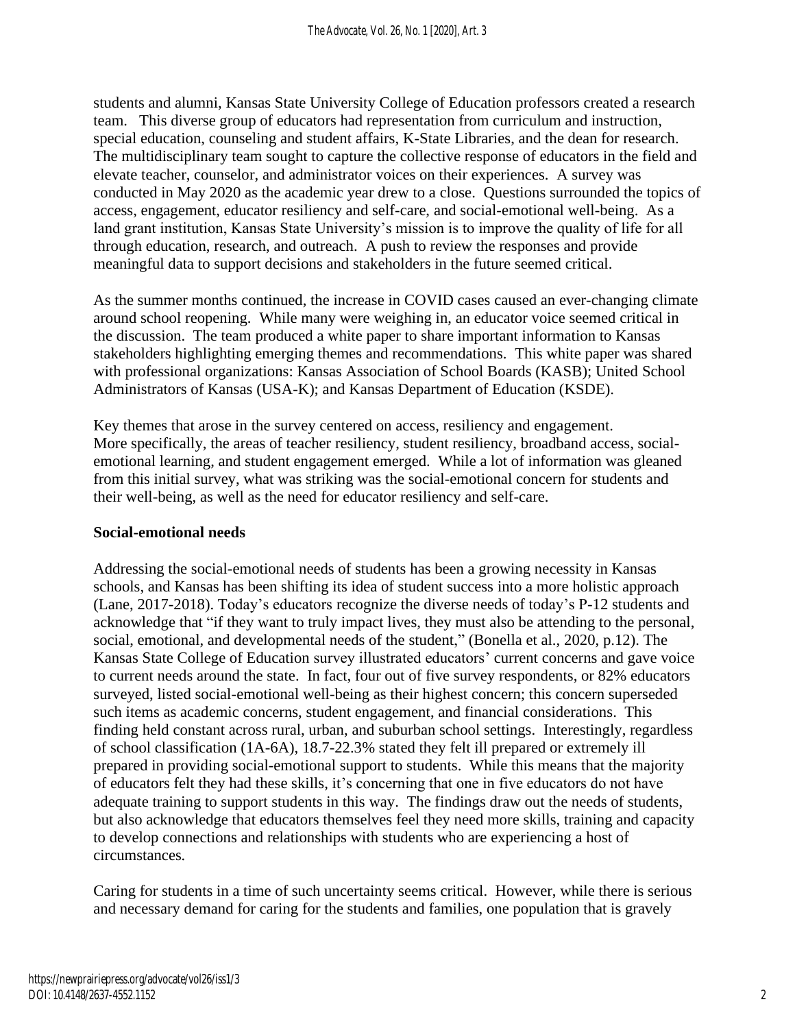students and alumni, Kansas State University College of Education professors created a research team. This diverse group of educators had representation from curriculum and instruction, special education, counseling and student affairs, K-State Libraries, and the dean for research. The multidisciplinary team sought to capture the collective response of educators in the field and elevate teacher, counselor, and administrator voices on their experiences. A survey was conducted in May 2020 as the academic year drew to a close. Questions surrounded the topics of access, engagement, educator resiliency and self-care, and social-emotional well-being. As a land grant institution, Kansas State University's mission is to improve the quality of life for all through education, research, and outreach. A push to review the responses and provide meaningful data to support decisions and stakeholders in the future seemed critical.

As the summer months continued, the increase in COVID cases caused an ever-changing climate around school reopening. While many were weighing in, an educator voice seemed critical in the discussion. The team produced a white paper to share important information to Kansas stakeholders highlighting emerging themes and recommendations. This white paper was shared with professional organizations: Kansas Association of School Boards (KASB); United School Administrators of Kansas (USA-K); and Kansas Department of Education (KSDE).

Key themes that arose in the survey centered on access, resiliency and engagement. More specifically, the areas of teacher resiliency, student resiliency, broadband access, social-emotional learning, and student engagement emerged. While a lot of information was gleaned from this initial survey, what was striking was the social-emotional concern for students and their well-being, as well as the need for educator resiliency and self-care.

**Social-emotional needs**

Addressing the social-emotional needs of students has been a growing necessity in Kansas schools, and Kansas has been shifting its idea of student success into a more holistic approach (Lane, 2017-2018). Today's educators recognize the diverse needs of today's P-12 students and acknowledge that "if they want to truly impact lives, they must also be attending to the personal, social, emotional, and developmental needs of the student," (Bonella et al., 2020, p.12). The Kansas State College of Education survey illustrated educators' current concerns and gave voice to current needs around the state. In fact, four out of five survey respondents, or 82% educators surveyed, listed social-emotional well-being as their highest concern; this concern superseded such items as academic concerns, student engagement, and financial considerations. This finding held constant across rural, urban, and suburban school settings. Interestingly, regardless of school classification (1A-6A), 18.7-22.3% stated they felt ill prepared or extremely ill prepared in providing social-emotional support to students. While this means that the majority of educators felt they had these skills, it's concerning that one in five educators do not have adequate training to support students in this way. The findings draw out the needs of students, but also acknowledge that educators themselves feel they need more skills, training and capacity to develop connections and relationships with students who are experiencing a host of circumstances.

Caring for students in a time of such uncertainty seems critical. However, while there is serious and necessary demand for caring for the students and families, one population that is gravely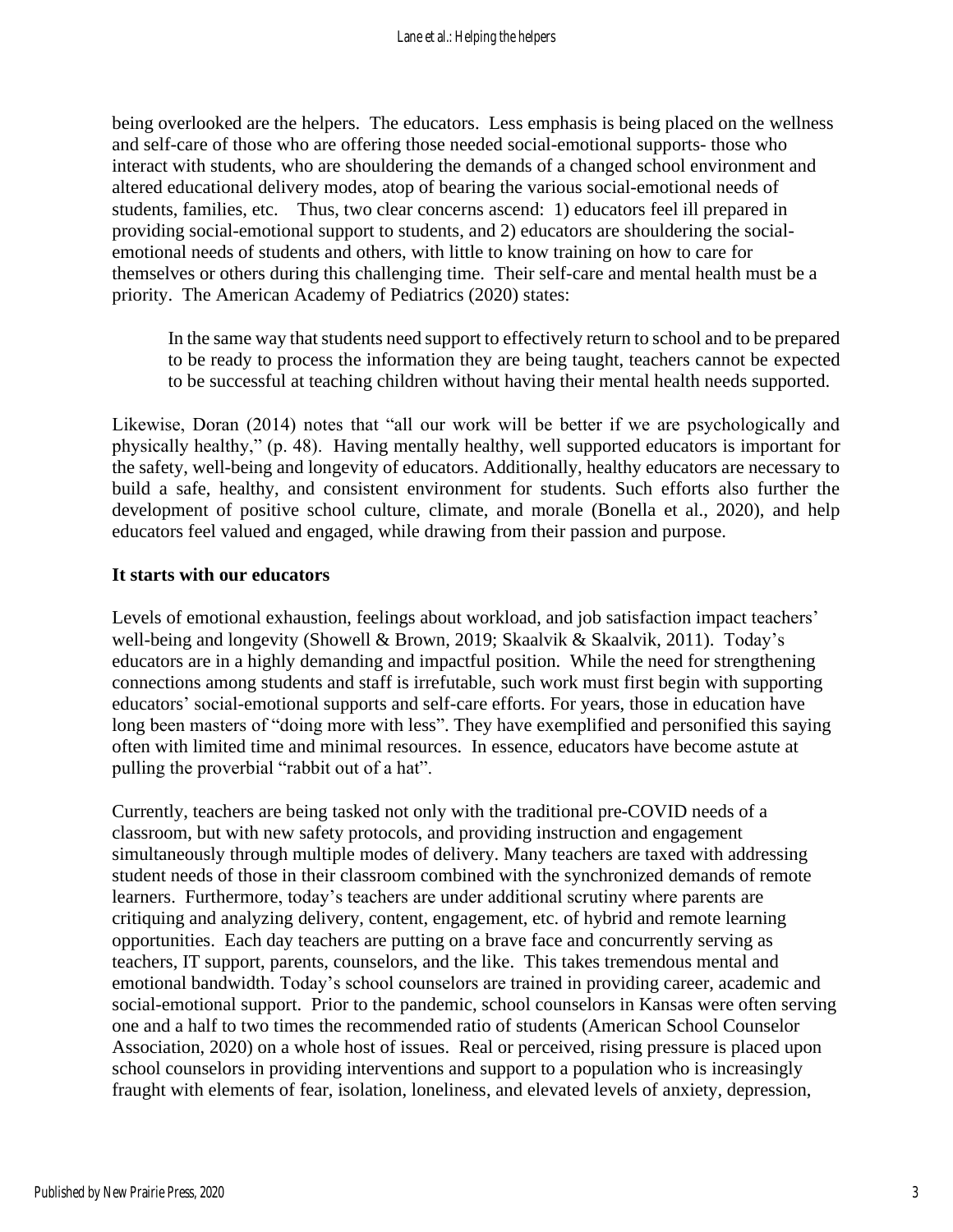being overlooked are the helpers. The educators. Less emphasis is being placed on the wellness and self-care of those who are offering those needed social-emotional supports- those who interact with students, who are shouldering the demands of a changed school environment and altered educational delivery modes, atop of bearing the various social-emotional needs of students, families, etc. Thus, two clear concerns ascend: 1) educators feel ill prepared in providing social-emotional support to students, and 2) educators are shouldering the social-emotional needs of students and others, with little to know training on how to care for themselves or others during this challenging time. Their self-care and mental health must be a priority. The American Academy of Pediatrics (2020) states:

> In the same way that students need support to effectively return to school and to be prepared to be ready to process the information they are being taught, teachers cannot be expected to be successful at teaching children without having their mental health needs supported.

Likewise, Doran (2014) notes that "all our work will be better if we are psychologically and physically healthy," (p. 48). Having mentally healthy, well supported educators is important for the safety, well-being and longevity of educators. Additionally, healthy educators are necessary to build a safe, healthy, and consistent environment for students. Such efforts also further the development of positive school culture, climate, and morale (Bonella et al., 2020), and help educators feel valued and engaged, while drawing from their passion and purpose.

## It starts with our educators

Levels of emotional exhaustion, feelings about workload, and job satisfaction impact teachers' well-being and longevity (Showell & Brown, 2019; Skaalvik & Skaalvik, 2011). Today's educators are in a highly demanding and impactful position. While the need for strengthening connections among students and staff is irrefutable, such work must first begin with supporting educators' social-emotional supports and self-care efforts. For years, those in education have long been masters of "doing more with less". They have exemplified and personified this saying often with limited time and minimal resources. In essence, educators have become astute at pulling the proverbial "rabbit out of a hat".

Currently, teachers are being tasked not only with the traditional pre-COVID needs of a classroom, but with new safety protocols, and providing instruction and engagement simultaneously through multiple modes of delivery. Many teachers are taxed with addressing student needs of those in their classroom combined with the synchronized demands of remote learners. Furthermore, today's teachers are under additional scrutiny where parents are critiquing and analyzing delivery, content, engagement, etc. of hybrid and remote learning opportunities. Each day teachers are putting on a brave face and concurrently serving as teachers, IT support, parents, counselors, and the like. This takes tremendous mental and emotional bandwidth. Today's school counselors are trained in providing career, academic and social-emotional support. Prior to the pandemic, school counselors in Kansas were often serving one and a half to two times the recommended ratio of students (American School Counselor Association, 2020) on a whole host of issues. Real or perceived, rising pressure is placed upon school counselors in providing interventions and support to a population who is increasingly fraught with elements of fear, isolation, loneliness, and elevated levels of anxiety, depression,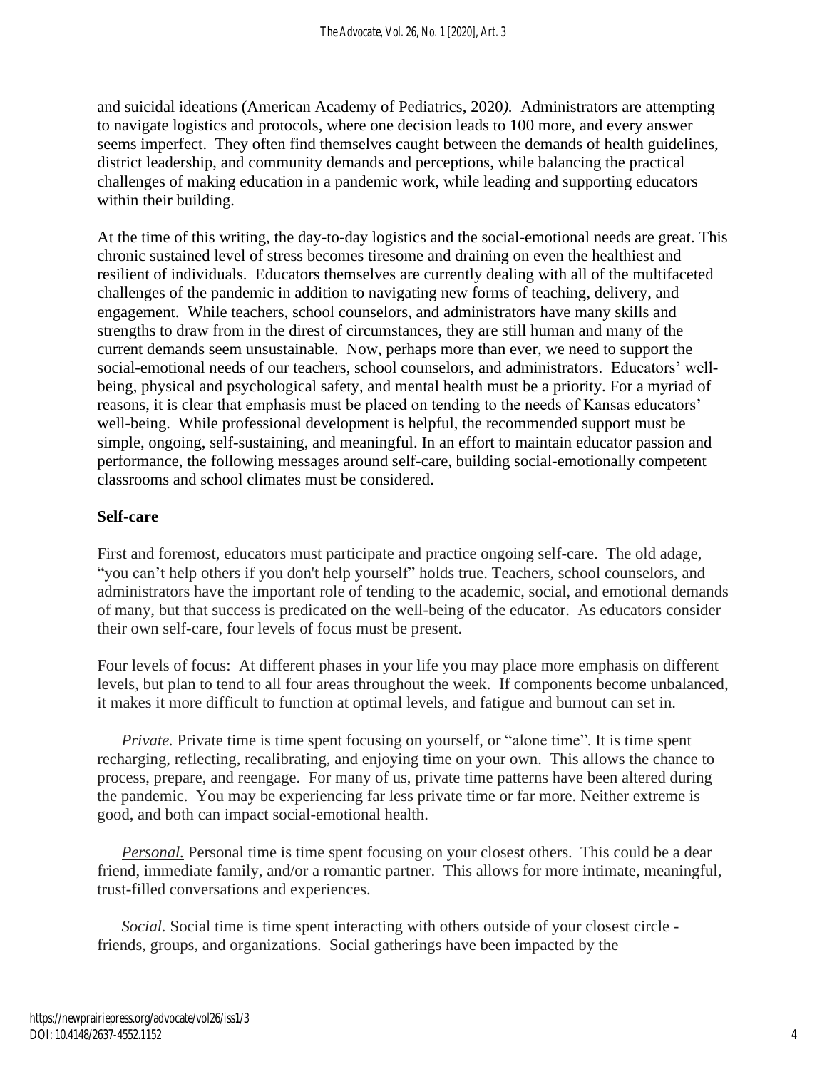and suicidal ideations (American Academy of Pediatrics, 2020*).* Administrators are attempting to navigate logistics and protocols, where one decision leads to 100 more, and every answer seems imperfect. They often find themselves caught between the demands of health guidelines, district leadership, and community demands and perceptions, while balancing the practical challenges of making education in a pandemic work, while leading and supporting educators within their building.

At the time of this writing, the day-to-day logistics and the social-emotional needs are great. This chronic sustained level of stress becomes tiresome and draining on even the healthiest and resilient of individuals. Educators themselves are currently dealing with all of the multifaceted challenges of the pandemic in addition to navigating new forms of teaching, delivery, and engagement. While teachers, school counselors, and administrators have many skills and strengths to draw from in the direst of circumstances, they are still human and many of the current demands seem unsustainable. Now, perhaps more than ever, we need to support the social-emotional needs of our teachers, school counselors, and administrators. Educators' well-being, physical and psychological safety, and mental health must be a priority. For a myriad of reasons, it is clear that emphasis must be placed on tending to the needs of Kansas educators' well-being. While professional development is helpful, the recommended support must be simple, ongoing, self-sustaining, and meaningful. In an effort to maintain educator passion and performance, the following messages around self-care, building social-emotionally competent classrooms and school climates must be considered.

**Self-care**

First and foremost, educators must participate and practice ongoing self-care. The old adage, "you can't help others if you don't help yourself" holds true. Teachers, school counselors, and administrators have the important role of tending to the academic, social, and emotional demands of many, but that success is predicated on the well-being of the educator. As educators consider their own self-care, four levels of focus must be present.

<u>Four levels of focus:</u> At different phases in your life you may place more emphasis on different levels, but plan to tend to all four areas throughout the week. If components become unbalanced, it makes it more difficult to function at optimal levels, and fatigue and burnout can set in.

*<u>Private.</u>* Private time is time spent focusing on yourself, or "alone time". It is time spent recharging, reflecting, recalibrating, and enjoying time on your own. This allows the chance to process, prepare, and reengage. For many of us, private time patterns have been altered during the pandemic. You may be experiencing far less private time or far more. Neither extreme is good, and both can impact social-emotional health.

*<u>Personal.</u>* Personal time is time spent focusing on your closest others. This could be a dear friend, immediate family, and/or a romantic partner. This allows for more intimate, meaningful, trust-filled conversations and experiences.

*<u>Social.</u>* Social time is time spent interacting with others outside of your closest circle - friends, groups, and organizations. Social gatherings have been impacted by the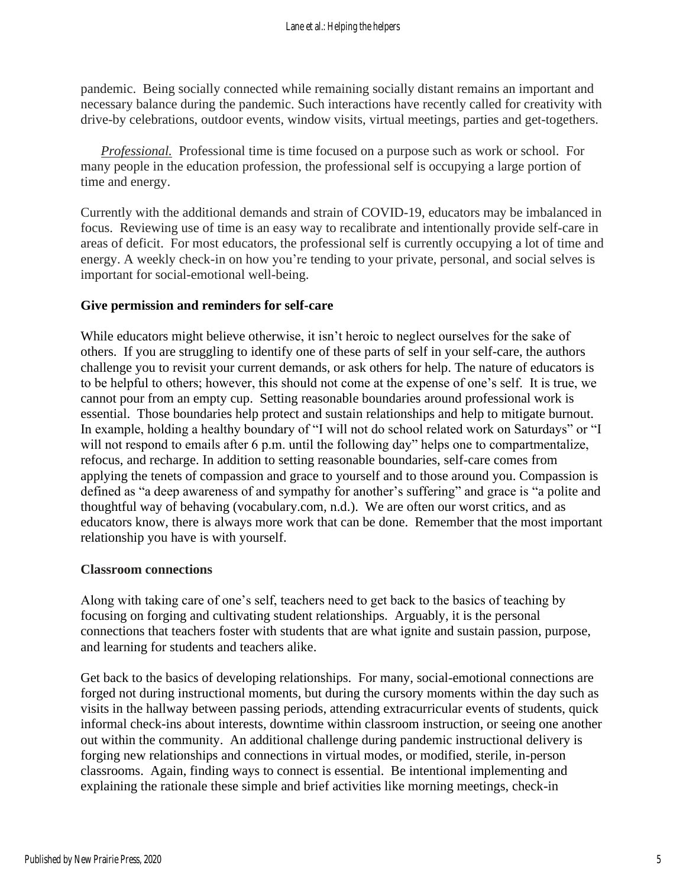pandemic. Being socially connected while remaining socially distant remains an important and necessary balance during the pandemic. Such interactions have recently called for creativity with drive-by celebrations, outdoor events, window visits, virtual meetings, parties and get-togethers.

*Professional.* Professional time is time focused on a purpose such as work or school. For many people in the education profession, the professional self is occupying a large portion of time and energy.

Currently with the additional demands and strain of COVID-19, educators may be imbalanced in focus. Reviewing use of time is an easy way to recalibrate and intentionally provide self-care in areas of deficit. For most educators, the professional self is currently occupying a lot of time and energy. A weekly check-in on how you're tending to your private, personal, and social selves is important for social-emotional well-being.

**Give permission and reminders for self-care**

While educators might believe otherwise, it isn't heroic to neglect ourselves for the sake of others. If you are struggling to identify one of these parts of self in your self-care, the authors challenge you to revisit your current demands, or ask others for help. The nature of educators is to be helpful to others; however, this should not come at the expense of one's self. It is true, we cannot pour from an empty cup. Setting reasonable boundaries around professional work is essential. Those boundaries help protect and sustain relationships and help to mitigate burnout. In example, holding a healthy boundary of "I will not do school related work on Saturdays" or "I will not respond to emails after 6 p.m. until the following day" helps one to compartmentalize, refocus, and recharge. In addition to setting reasonable boundaries, self-care comes from applying the tenets of compassion and grace to yourself and to those around you. Compassion is defined as "a deep awareness of and sympathy for another's suffering" and grace is "a polite and thoughtful way of behaving (vocabulary.com, n.d.). We are often our worst critics, and as educators know, there is always more work that can be done. Remember that the most important relationship you have is with yourself.

**Classroom connections**

Along with taking care of one's self, teachers need to get back to the basics of teaching by focusing on forging and cultivating student relationships. Arguably, it is the personal connections that teachers foster with students that are what ignite and sustain passion, purpose, and learning for students and teachers alike.

Get back to the basics of developing relationships. For many, social-emotional connections are forged not during instructional moments, but during the cursory moments within the day such as visits in the hallway between passing periods, attending extracurricular events of students, quick informal check-ins about interests, downtime within classroom instruction, or seeing one another out within the community. An additional challenge during pandemic instructional delivery is forging new relationships and connections in virtual modes, or modified, sterile, in-person classrooms. Again, finding ways to connect is essential. Be intentional implementing and explaining the rationale these simple and brief activities like morning meetings, check-in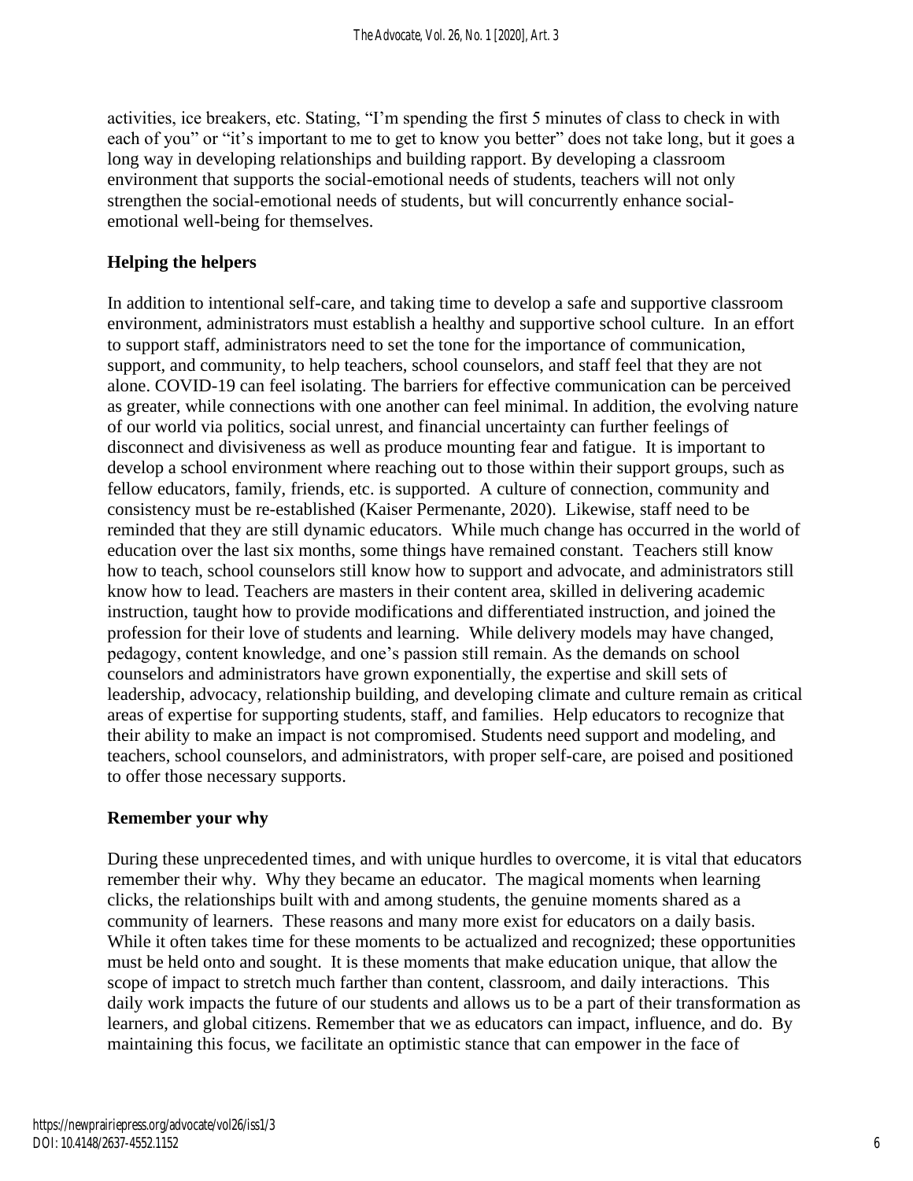activities, ice breakers, etc. Stating, "I'm spending the first 5 minutes of class to check in with each of you" or "it's important to me to get to know you better" does not take long, but it goes a long way in developing relationships and building rapport. By developing a classroom environment that supports the social-emotional needs of students, teachers will not only strengthen the social-emotional needs of students, but will concurrently enhance social-emotional well-being for themselves.

## Helping the helpers

In addition to intentional self-care, and taking time to develop a safe and supportive classroom environment, administrators must establish a healthy and supportive school culture. In an effort to support staff, administrators need to set the tone for the importance of communication, support, and community, to help teachers, school counselors, and staff feel that they are not alone. COVID-19 can feel isolating. The barriers for effective communication can be perceived as greater, while connections with one another can feel minimal. In addition, the evolving nature of our world via politics, social unrest, and financial uncertainty can further feelings of disconnect and divisiveness as well as produce mounting fear and fatigue. It is important to develop a school environment where reaching out to those within their support groups, such as fellow educators, family, friends, etc. is supported. A culture of connection, community and consistency must be re-established (Kaiser Permenante, 2020). Likewise, staff need to be reminded that they are still dynamic educators. While much change has occurred in the world of education over the last six months, some things have remained constant. Teachers still know how to teach, school counselors still know how to support and advocate, and administrators still know how to lead. Teachers are masters in their content area, skilled in delivering academic instruction, taught how to provide modifications and differentiated instruction, and joined the profession for their love of students and learning. While delivery models may have changed, pedagogy, content knowledge, and one's passion still remain. As the demands on school counselors and administrators have grown exponentially, the expertise and skill sets of leadership, advocacy, relationship building, and developing climate and culture remain as critical areas of expertise for supporting students, staff, and families. Help educators to recognize that their ability to make an impact is not compromised. Students need support and modeling, and teachers, school counselors, and administrators, with proper self-care, are poised and positioned to offer those necessary supports.

## Remember your why

During these unprecedented times, and with unique hurdles to overcome, it is vital that educators remember their why. Why they became an educator. The magical moments when learning clicks, the relationships built with and among students, the genuine moments shared as a community of learners. These reasons and many more exist for educators on a daily basis. While it often takes time for these moments to be actualized and recognized; these opportunities must be held onto and sought. It is these moments that make education unique, that allow the scope of impact to stretch much farther than content, classroom, and daily interactions. This daily work impacts the future of our students and allows us to be a part of their transformation as learners, and global citizens. Remember that we as educators can impact, influence, and do. By maintaining this focus, we facilitate an optimistic stance that can empower in the face of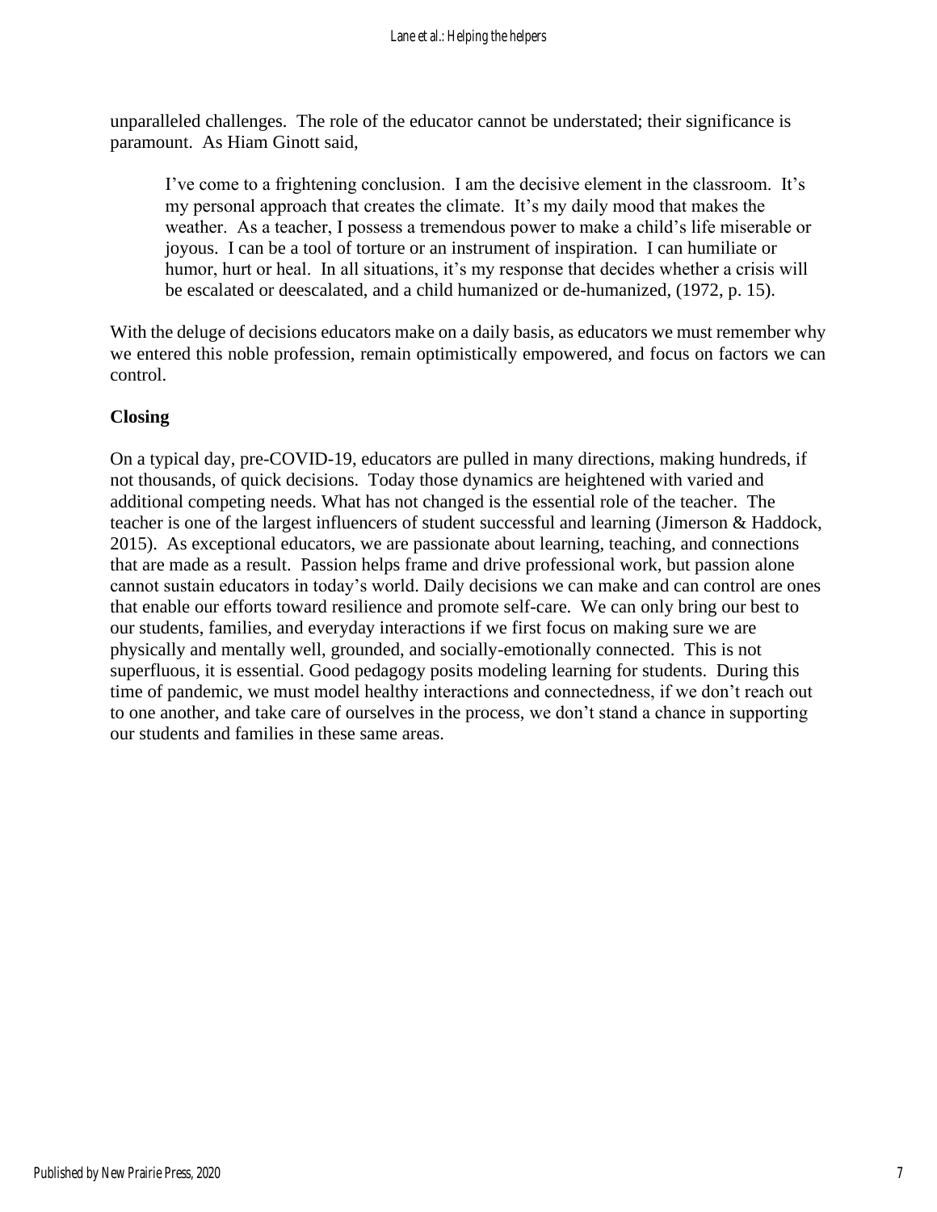unparalleled challenges. The role of the educator cannot be understated; their significance is paramount. As Hiam Ginott said,

> I've come to a frightening conclusion. I am the decisive element in the classroom. It's my personal approach that creates the climate. It's my daily mood that makes the weather. As a teacher, I possess a tremendous power to make a child's life miserable or joyous. I can be a tool of torture or an instrument of inspiration. I can humiliate or humor, hurt or heal. In all situations, it's my response that decides whether a crisis will be escalated or deescalated, and a child humanized or de-humanized, (1972, p. 15).

With the deluge of decisions educators make on a daily basis, as educators we must remember why we entered this noble profession, remain optimistically empowered, and focus on factors we can control.

## Closing

On a typical day, pre-COVID-19, educators are pulled in many directions, making hundreds, if not thousands, of quick decisions. Today those dynamics are heightened with varied and additional competing needs. What has not changed is the essential role of the teacher. The teacher is one of the largest influencers of student successful and learning (Jimerson & Haddock, 2015). As exceptional educators, we are passionate about learning, teaching, and connections that are made as a result. Passion helps frame and drive professional work, but passion alone cannot sustain educators in today's world. Daily decisions we can make and can control are ones that enable our efforts toward resilience and promote self-care. We can only bring our best to our students, families, and everyday interactions if we first focus on making sure we are physically and mentally well, grounded, and socially-emotionally connected. This is not superfluous, it is essential. Good pedagogy posits modeling learning for students. During this time of pandemic, we must model healthy interactions and connectedness, if we don't reach out to one another, and take care of ourselves in the process, we don't stand a chance in supporting our students and families in these same areas.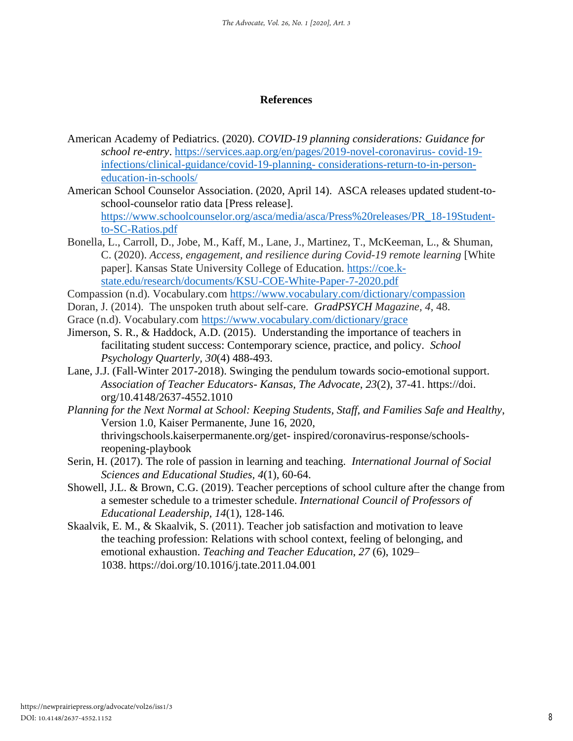## References

American Academy of Pediatrics. (2020). *COVID-19 planning considerations: Guidance for school re-entry*. https://services.aap.org/en/pages/2019-novel-coronavirus- covid-19-infections/clinical-guidance/covid-19-planning- considerations-return-to-in-person-education-in-schools/

American School Counselor Association. (2020, April 14). ASCA releases updated student-to-school-counselor ratio data [Press release]. https://www.schoolcounselor.org/asca/media/asca/Press%20releases/PR_18-19Student-to-SC-Ratios.pdf

Bonella, L., Carroll, D., Jobe, M., Kaff, M., Lane, J., Martinez, T., McKeeman, L., & Shuman, C. (2020). *Access, engagement, and resilience during Covid-19 remote learning* [White paper]. Kansas State University College of Education. https://coe.k-state.edu/research/documents/KSU-COE-White-Paper-7-2020.pdf

Compassion (n.d). Vocabulary.com https://www.vocabulary.com/dictionary/compassion

Doran, J. (2014). The unspoken truth about self-care. *GradPSYCH Magazine*, *4*, 48.

Grace (n.d). Vocabulary.com https://www.vocabulary.com/dictionary/grace

Jimerson, S. R., & Haddock, A.D. (2015). Understanding the importance of teachers in facilitating student success: Contemporary science, practice, and policy. *School Psychology Quarterly*, *30*(4) 488-493.

Lane, J.J. (Fall-Winter 2017-2018). Swinging the pendulum towards socio-emotional support. *Association of Teacher Educators- Kansas, The Advocate*, *23*(2), 37-41. https://doi. org/10.4148/2637-4552.1010

*Planning for the Next Normal at School: Keeping Students, Staff, and Families Safe and Healthy*, Version 1.0, Kaiser Permanente, June 16, 2020, thrivingschools.kaiserpermanente.org/get- inspired/coronavirus-response/schools-reopening-playbook

Serin, H. (2017). The role of passion in learning and teaching. *International Journal of Social Sciences and Educational Studies*, *4*(1), 60-64.

Showell, J.L. & Brown, C.G. (2019). Teacher perceptions of school culture after the change from a semester schedule to a trimester schedule. *International Council of Professors of Educational Leadership*, *14*(1), 128-146*.*

Skaalvik, E. M., & Skaalvik, S. (2011). Teacher job satisfaction and motivation to leave the teaching profession: Relations with school context, feeling of belonging, and emotional exhaustion. *Teaching and Teacher Education*, *27* (6), 1029–1038. https://doi.org/10.1016/j.tate.2011.04.001